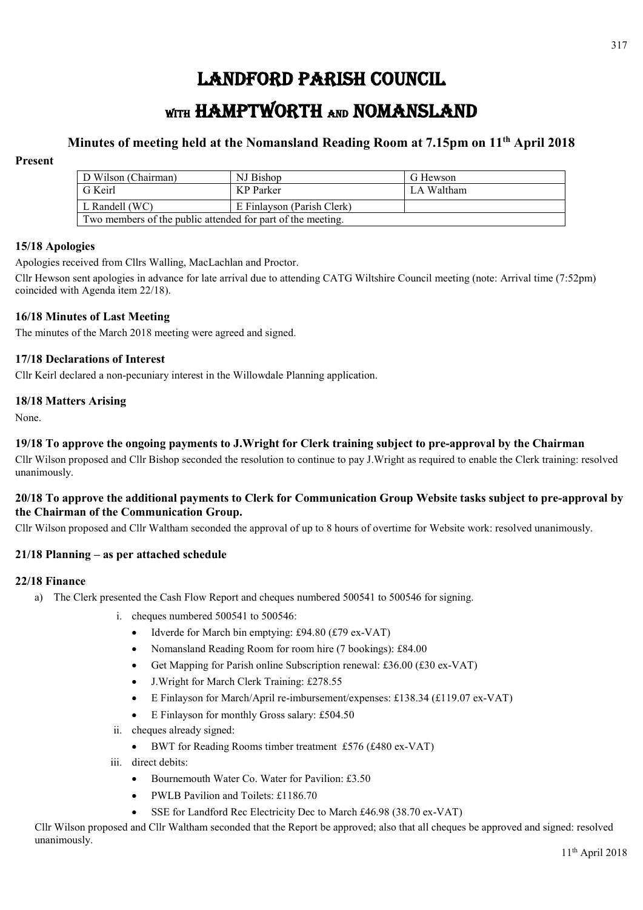# LANDFORD PARISH COUNCIL

# WITH HAMPTWORTH AND NOMANSLAND

## Minutes of meeting held at the Nomansland Reading Room at 7.15pm on 11th April 2018

**Present**

| D Wilson (Chairman) | NJ Bishop | G Hewson |
|---|---|---|
| G Keirl | KP Parker | LA Waltham |
| L Randell (WC) | E Finlayson (Parish Clerk) | |
| Two members of the public attended for part of the meeting. | | |

### 15/18 Apologies

Apologies received from Cllrs Walling, MacLachlan and Proctor.

Cllr Hewson sent apologies in advance for late arrival due to attending CATG Wiltshire Council meeting (note: Arrival time (7:52pm) coincided with Agenda item 22/18).

### 16/18 Minutes of Last Meeting

The minutes of the March 2018 meeting were agreed and signed.

### 17/18 Declarations of Interest

Cllr Keirl declared a non-pecuniary interest in the Willowdale Planning application.

### 18/18 Matters Arising

None.

### 19/18 To approve the ongoing payments to J.Wright for Clerk training subject to pre-approval by the Chairman

Cllr Wilson proposed and Cllr Bishop seconded the resolution to continue to pay J.Wright as required to enable the Clerk training: resolved unanimously.

### 20/18 To approve the additional payments to Clerk for Communication Group Website tasks subject to pre-approval by the Chairman of the Communication Group.

Cllr Wilson proposed and Cllr Waltham seconded the approval of up to 8 hours of overtime for Website work: resolved unanimously.

### 21/18 Planning – as per attached schedule

### 22/18 Finance

a) The Clerk presented the Cash Flow Report and cheques numbered 500541 to 500546 for signing.

   i. cheques numbered 500541 to 500546:
      - Idverde for March bin emptying: £94.80 (£79 ex-VAT)
      - Nomansland Reading Room for room hire (7 bookings): £84.00
      - Get Mapping for Parish online Subscription renewal: £36.00 (£30 ex-VAT)
      - J.Wright for March Clerk Training: £278.55
      - E Finlayson for March/April re-imbursement/expenses: £138.34 (£119.07 ex-VAT)
      - E Finlayson for monthly Gross salary: £504.50

   ii. cheques already signed:
      - BWT for Reading Rooms timber treatment £576 (£480 ex-VAT)

   iii. direct debits:
      - Bournemouth Water Co. Water for Pavilion: £3.50
      - PWLB Pavilion and Toilets: £1186.70
      - SSE for Landford Rec Electricity Dec to March £46.98 (38.70 ex-VAT)

Cllr Wilson proposed and Cllr Waltham seconded that the Report be approved; also that all cheques be approved and signed: resolved unanimously.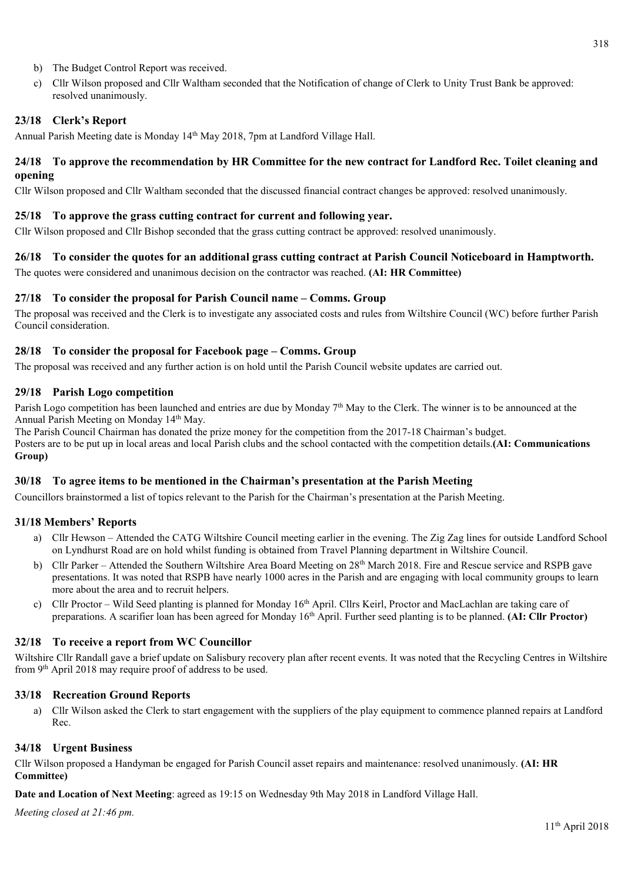b) The Budget Control Report was received.

c) Cllr Wilson proposed and Cllr Waltham seconded that the Notification of change of Clerk to Unity Trust Bank be approved: resolved unanimously.

### 23/18 Clerk's Report

Annual Parish Meeting date is Monday 14th May 2018, 7pm at Landford Village Hall.

### 24/18 To approve the recommendation by HR Committee for the new contract for Landford Rec. Toilet cleaning and opening

Cllr Wilson proposed and Cllr Waltham seconded that the discussed financial contract changes be approved: resolved unanimously.

### 25/18 To approve the grass cutting contract for current and following year.

Cllr Wilson proposed and Cllr Bishop seconded that the grass cutting contract be approved: resolved unanimously.

### 26/18 To consider the quotes for an additional grass cutting contract at Parish Council Noticeboard in Hamptworth.

The quotes were considered and unanimous decision on the contractor was reached. **(AI: HR Committee)**

### 27/18 To consider the proposal for Parish Council name – Comms. Group

The proposal was received and the Clerk is to investigate any associated costs and rules from Wiltshire Council (WC) before further Parish Council consideration.

### 28/18 To consider the proposal for Facebook page – Comms. Group

The proposal was received and any further action is on hold until the Parish Council website updates are carried out.

### 29/18 Parish Logo competition

Parish Logo competition has been launched and entries are due by Monday 7th May to the Clerk. The winner is to be announced at the Annual Parish Meeting on Monday 14th May.

The Parish Council Chairman has donated the prize money for the competition from the 2017-18 Chairman's budget.

Posters are to be put up in local areas and local Parish clubs and the school contacted with the competition details.**(AI: Communications Group)**

### 30/18 To agree items to be mentioned in the Chairman's presentation at the Parish Meeting

Councillors brainstormed a list of topics relevant to the Parish for the Chairman's presentation at the Parish Meeting.

### 31/18 Members' Reports

a) Cllr Hewson – Attended the CATG Wiltshire Council meeting earlier in the evening. The Zig Zag lines for outside Landford School on Lyndhurst Road are on hold whilst funding is obtained from Travel Planning department in Wiltshire Council.

b) Cllr Parker – Attended the Southern Wiltshire Area Board Meeting on 28th March 2018. Fire and Rescue service and RSPB gave presentations. It was noted that RSPB have nearly 1000 acres in the Parish and are engaging with local community groups to learn more about the area and to recruit helpers.

c) Cllr Proctor – Wild Seed planting is planned for Monday 16th April. Cllrs Keirl, Proctor and MacLachlan are taking care of preparations. A scarifier loan has been agreed for Monday 16th April. Further seed planting is to be planned. **(AI: Cllr Proctor)**

### 32/18 To receive a report from WC Councillor

Wiltshire Cllr Randall gave a brief update on Salisbury recovery plan after recent events. It was noted that the Recycling Centres in Wiltshire from 9th April 2018 may require proof of address to be used.

### 33/18 Recreation Ground Reports

a) Cllr Wilson asked the Clerk to start engagement with the suppliers of the play equipment to commence planned repairs at Landford Rec.

### 34/18 Urgent Business

Cllr Wilson proposed a Handyman be engaged for Parish Council asset repairs and maintenance: resolved unanimously. **(AI: HR Committee)**

**Date and Location of Next Meeting**: agreed as 19:15 on Wednesday 9th May 2018 in Landford Village Hall.

*Meeting closed at 21:46 pm.*

11th April 2018